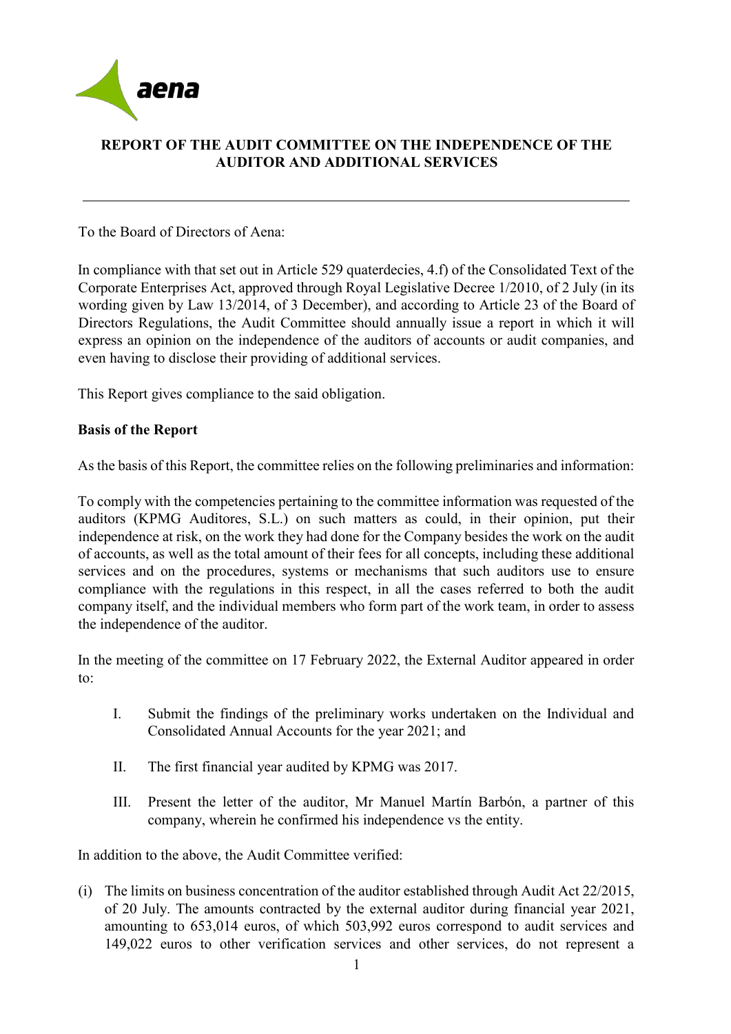## REPORT OF THE AUDIT COMMITTEE ON THE INDEPENDENCE OF THE AUDITOR AND ADDITIONAL SERVICES

---

To the Board of Directors of Aena:

In compliance with that set out in Article 529 quaterdecies, 4.f) of the Consolidated Text of the Corporate Enterprises Act, approved through Royal Legislative Decree 1/2010, of 2 July (in its wording given by Law 13/2014, of 3 December), and according to Article 23 of the Board of Directors Regulations, the Audit Committee should annually issue a report in which it will express an opinion on the independence of the auditors of accounts or audit companies, and even having to disclose their providing of additional services.

This Report gives compliance to the said obligation.

**Basis of the Report**

As the basis of this Report, the committee relies on the following preliminaries and information:

To comply with the competencies pertaining to the committee information was requested of the auditors (KPMG Auditores, S.L.) on such matters as could, in their opinion, put their independence at risk, on the work they had done for the Company besides the work on the audit of accounts, as well as the total amount of their fees for all concepts, including these additional services and on the procedures, systems or mechanisms that such auditors use to ensure compliance with the regulations in this respect, in all the cases referred to both the audit company itself, and the individual members who form part of the work team, in order to assess the independence of the auditor.

In the meeting of the committee on 17 February 2022, the External Auditor appeared in order to:

I. Submit the findings of the preliminary works undertaken on the Individual and Consolidated Annual Accounts for the year 2021; and

II. The first financial year audited by KPMG was 2017.

III. Present the letter of the auditor, Mr Manuel Martín Barbón, a partner of this company, wherein he confirmed his independence vs the entity.

In addition to the above, the Audit Committee verified:

(i) The limits on business concentration of the auditor established through Audit Act 22/2015, of 20 July. The amounts contracted by the external auditor during financial year 2021, amounting to 653,014 euros, of which 503,992 euros correspond to audit services and 149,022 euros to other verification services and other services, do not represent a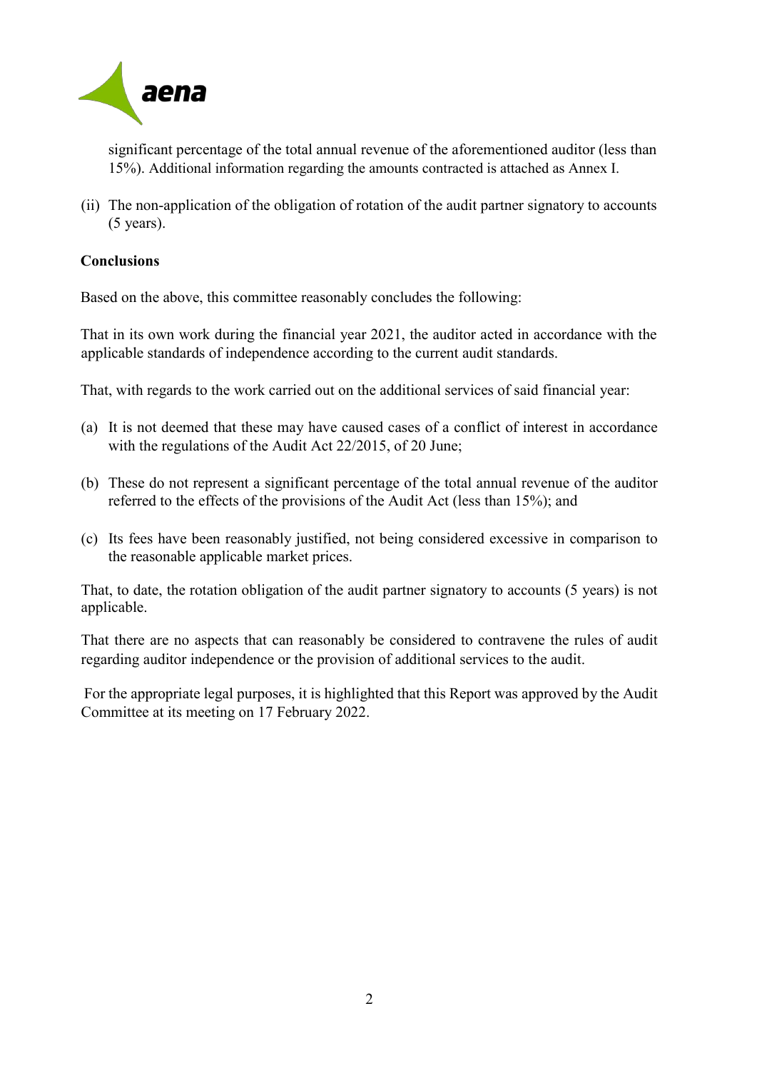significant percentage of the total annual revenue of the aforementioned auditor (less than 15%). Additional information regarding the amounts contracted is attached as Annex I.

(ii) The non-application of the obligation of rotation of the audit partner signatory to accounts (5 years).

**Conclusions**

Based on the above, this committee reasonably concludes the following:

That in its own work during the financial year 2021, the auditor acted in accordance with the applicable standards of independence according to the current audit standards.

That, with regards to the work carried out on the additional services of said financial year:

(a) It is not deemed that these may have caused cases of a conflict of interest in accordance with the regulations of the Audit Act 22/2015, of 20 June;

(b) These do not represent a significant percentage of the total annual revenue of the auditor referred to the effects of the provisions of the Audit Act (less than 15%); and

(c) Its fees have been reasonably justified, not being considered excessive in comparison to the reasonable applicable market prices.

That, to date, the rotation obligation of the audit partner signatory to accounts (5 years) is not applicable.

That there are no aspects that can reasonably be considered to contravene the rules of audit regarding auditor independence or the provision of additional services to the audit.

For the appropriate legal purposes, it is highlighted that this Report was approved by the Audit Committee at its meeting on 17 February 2022.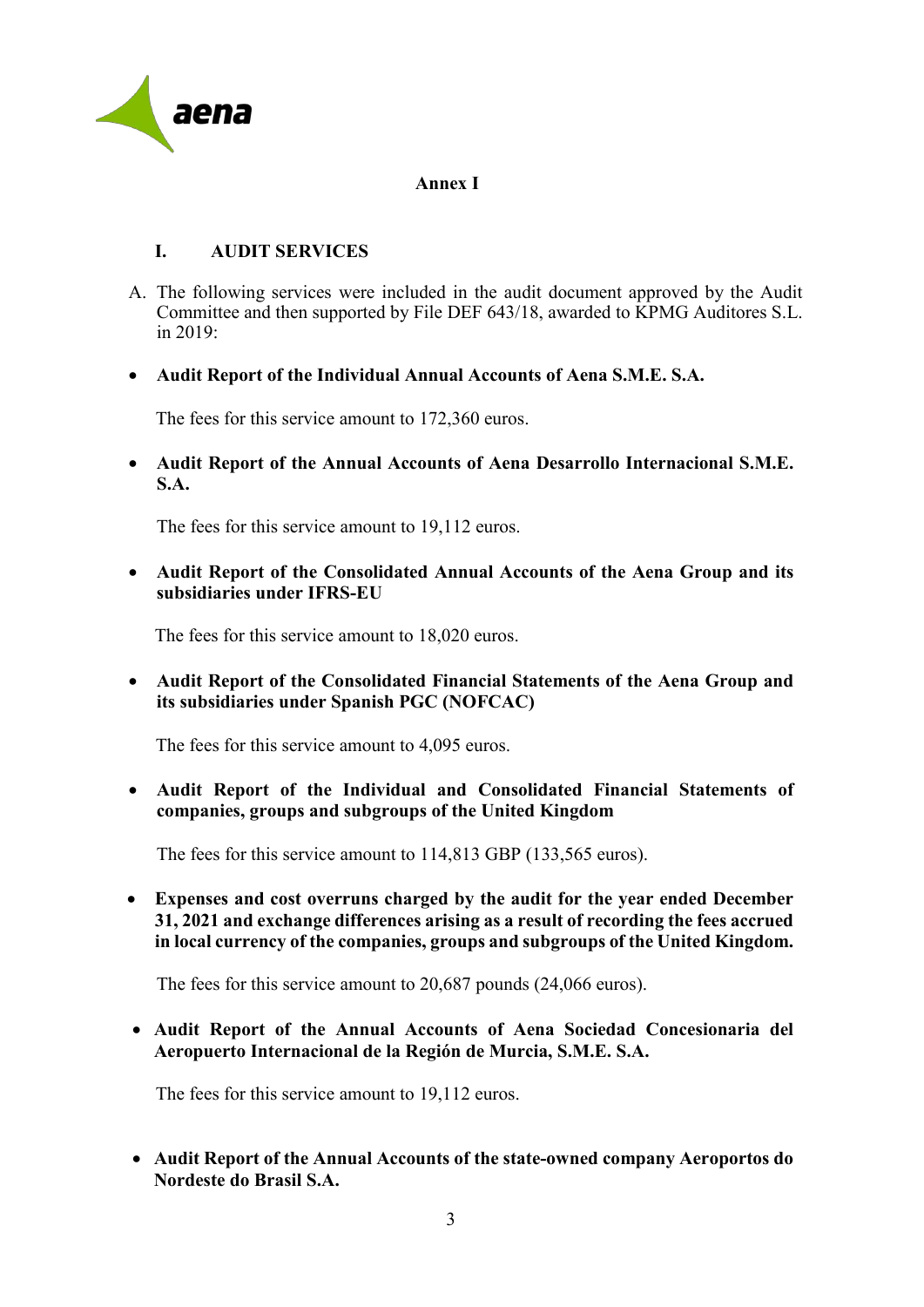## Annex I

### I. AUDIT SERVICES

A. The following services were included in the audit document approved by the Audit Committee and then supported by File DEF 643/18, awarded to KPMG Auditores S.L. in 2019:

- **Audit Report of the Individual Annual Accounts of Aena S.M.E. S.A.**

  The fees for this service amount to 172,360 euros.

- **Audit Report of the Annual Accounts of Aena Desarrollo Internacional S.M.E. S.A.**

  The fees for this service amount to 19,112 euros.

- **Audit Report of the Consolidated Annual Accounts of the Aena Group and its subsidiaries under IFRS-EU**

  The fees for this service amount to 18,020 euros.

- **Audit Report of the Consolidated Financial Statements of the Aena Group and its subsidiaries under Spanish PGC (NOFCAC)**

  The fees for this service amount to 4,095 euros.

- **Audit Report of the Individual and Consolidated Financial Statements of companies, groups and subgroups of the United Kingdom**

  The fees for this service amount to 114,813 GBP (133,565 euros).

- **Expenses and cost overruns charged by the audit for the year ended December 31, 2021 and exchange differences arising as a result of recording the fees accrued in local currency of the companies, groups and subgroups of the United Kingdom.**

  The fees for this service amount to 20,687 pounds (24,066 euros).

- **Audit Report of the Annual Accounts of Aena Sociedad Concesionaria del Aeropuerto Internacional de la Región de Murcia, S.M.E. S.A.**

  The fees for this service amount to 19,112 euros.

- **Audit Report of the Annual Accounts of the state-owned company Aeroportos do Nordeste do Brasil S.A.**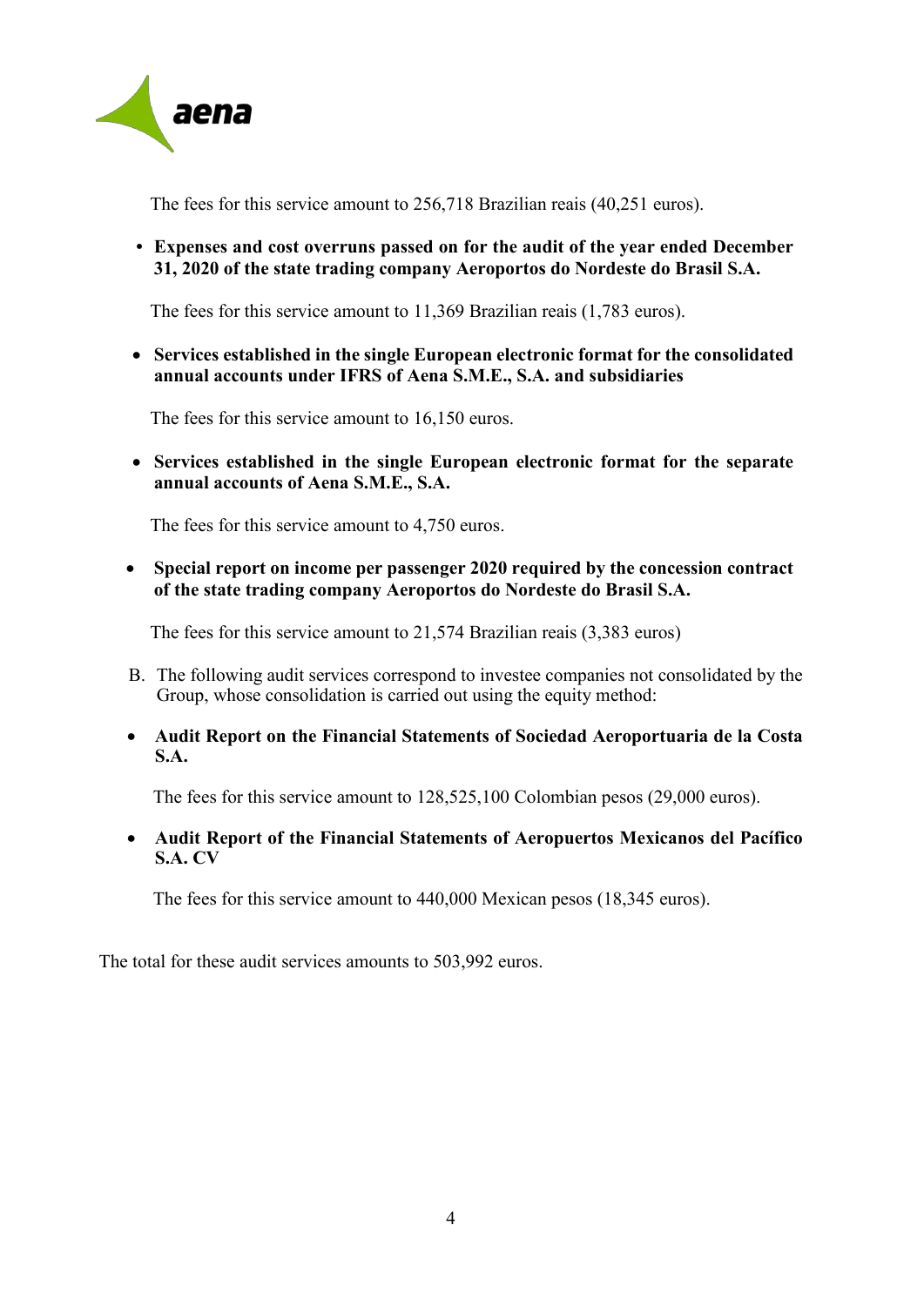The fees for this service amount to 256,718 Brazilian reais (40,251 euros).

- **Expenses and cost overruns passed on for the audit of the year ended December 31, 2020 of the state trading company Aeroportos do Nordeste do Brasil S.A.**

  The fees for this service amount to 11,369 Brazilian reais (1,783 euros).

- **Services established in the single European electronic format for the consolidated annual accounts under IFRS of Aena S.M.E., S.A. and subsidiaries**

  The fees for this service amount to 16,150 euros.

- **Services established in the single European electronic format for the separate annual accounts of Aena S.M.E., S.A.**

  The fees for this service amount to 4,750 euros.

- **Special report on income per passenger 2020 required by the concession contract of the state trading company Aeroportos do Nordeste do Brasil S.A.**

  The fees for this service amount to 21,574 Brazilian reais (3,383 euros)

B. The following audit services correspond to investee companies not consolidated by the Group, whose consolidation is carried out using the equity method:

- **Audit Report on the Financial Statements of Sociedad Aeroportuaria de la Costa S.A.**

  The fees for this service amount to 128,525,100 Colombian pesos (29,000 euros).

- **Audit Report of the Financial Statements of Aeropuertos Mexicanos del Pacífico S.A. CV**

  The fees for this service amount to 440,000 Mexican pesos (18,345 euros).

The total for these audit services amounts to 503,992 euros.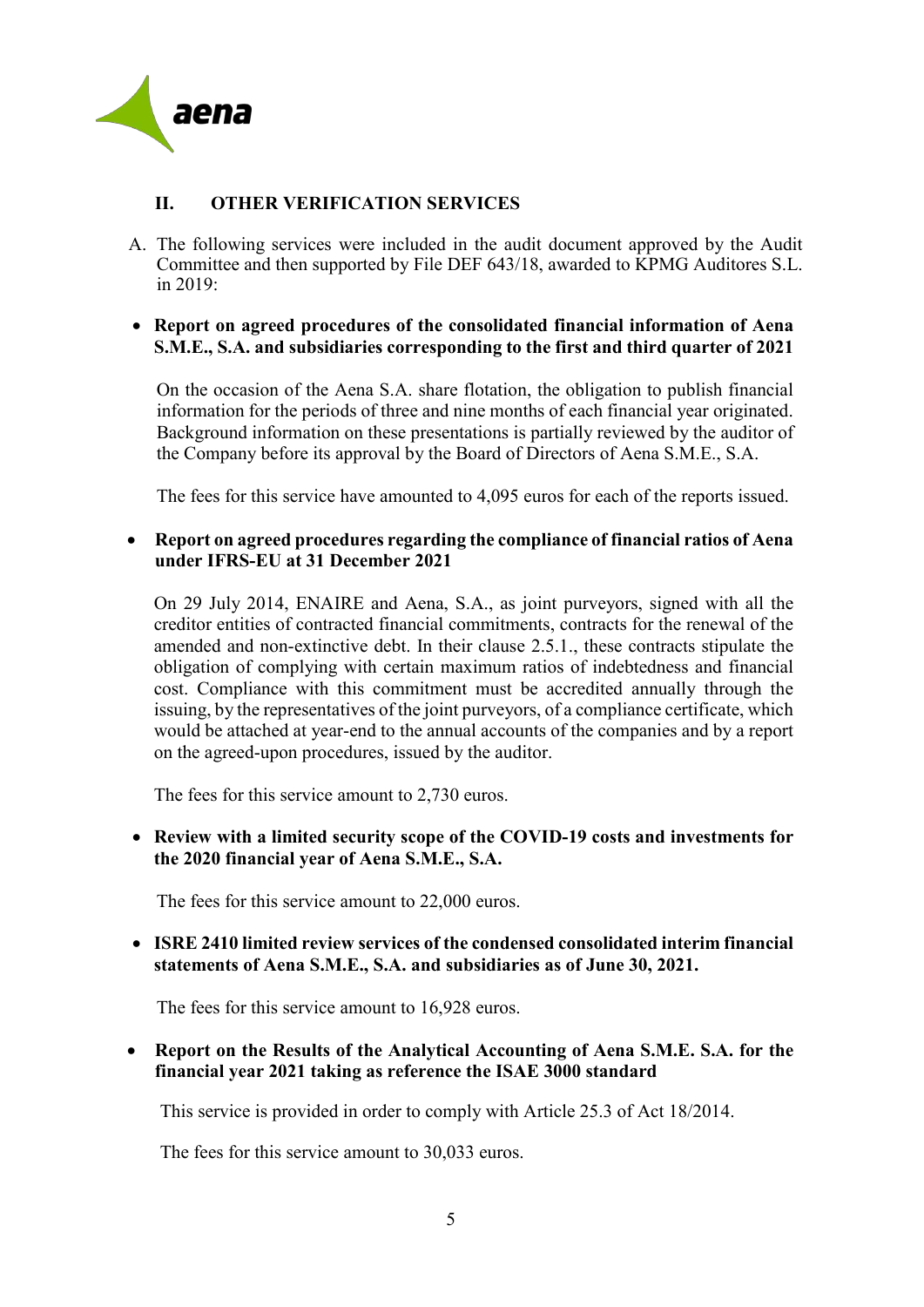## II. OTHER VERIFICATION SERVICES

A. The following services were included in the audit document approved by the Audit Committee and then supported by File DEF 643/18, awarded to KPMG Auditores S.L. in 2019:

- **Report on agreed procedures of the consolidated financial information of Aena S.M.E., S.A. and subsidiaries corresponding to the first and third quarter of 2021**

  On the occasion of the Aena S.A. share flotation, the obligation to publish financial information for the periods of three and nine months of each financial year originated. Background information on these presentations is partially reviewed by the auditor of the Company before its approval by the Board of Directors of Aena S.M.E., S.A.

  The fees for this service have amounted to 4,095 euros for each of the reports issued.

- **Report on agreed procedures regarding the compliance of financial ratios of Aena under IFRS-EU at 31 December 2021**

  On 29 July 2014, ENAIRE and Aena, S.A., as joint purveyors, signed with all the creditor entities of contracted financial commitments, contracts for the renewal of the amended and non-extinctive debt. In their clause 2.5.1., these contracts stipulate the obligation of complying with certain maximum ratios of indebtedness and financial cost. Compliance with this commitment must be accredited annually through the issuing, by the representatives of the joint purveyors, of a compliance certificate, which would be attached at year-end to the annual accounts of the companies and by a report on the agreed-upon procedures, issued by the auditor.

  The fees for this service amount to 2,730 euros.

- **Review with a limited security scope of the COVID-19 costs and investments for the 2020 financial year of Aena S.M.E., S.A.**

  The fees for this service amount to 22,000 euros.

- **ISRE 2410 limited review services of the condensed consolidated interim financial statements of Aena S.M.E., S.A. and subsidiaries as of June 30, 2021.**

  The fees for this service amount to 16,928 euros.

- **Report on the Results of the Analytical Accounting of Aena S.M.E. S.A. for the financial year 2021 taking as reference the ISAE 3000 standard**

  This service is provided in order to comply with Article 25.3 of Act 18/2014.

  The fees for this service amount to 30,033 euros.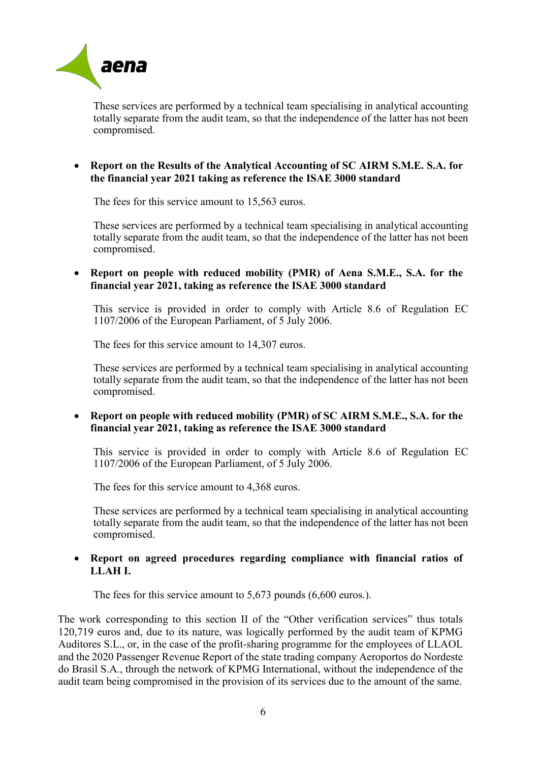These services are performed by a technical team specialising in analytical accounting totally separate from the audit team, so that the independence of the latter has not been compromised.

- **Report on the Results of the Analytical Accounting of SC AIRM S.M.E. S.A. for the financial year 2021 taking as reference the ISAE 3000 standard**

  The fees for this service amount to 15,563 euros.

  These services are performed by a technical team specialising in analytical accounting totally separate from the audit team, so that the independence of the latter has not been compromised.

- **Report on people with reduced mobility (PMR) of Aena S.M.E., S.A. for the financial year 2021, taking as reference the ISAE 3000 standard**

  This service is provided in order to comply with Article 8.6 of Regulation EC 1107/2006 of the European Parliament, of 5 July 2006.

  The fees for this service amount to 14,307 euros.

  These services are performed by a technical team specialising in analytical accounting totally separate from the audit team, so that the independence of the latter has not been compromised.

- **Report on people with reduced mobility (PMR) of SC AIRM S.M.E., S.A. for the financial year 2021, taking as reference the ISAE 3000 standard**

  This service is provided in order to comply with Article 8.6 of Regulation EC 1107/2006 of the European Parliament, of 5 July 2006.

  The fees for this service amount to 4,368 euros.

  These services are performed by a technical team specialising in analytical accounting totally separate from the audit team, so that the independence of the latter has not been compromised.

- **Report on agreed procedures regarding compliance with financial ratios of LLAH I.**

  The fees for this service amount to 5,673 pounds (6,600 euros.).

The work corresponding to this section II of the "Other verification services" thus totals 120,719 euros and, due to its nature, was logically performed by the audit team of KPMG Auditores S.L., or, in the case of the profit-sharing programme for the employees of LLAOL and the 2020 Passenger Revenue Report of the state trading company Aeroportos do Nordeste do Brasil S.A., through the network of KPMG International, without the independence of the audit team being compromised in the provision of its services due to the amount of the same.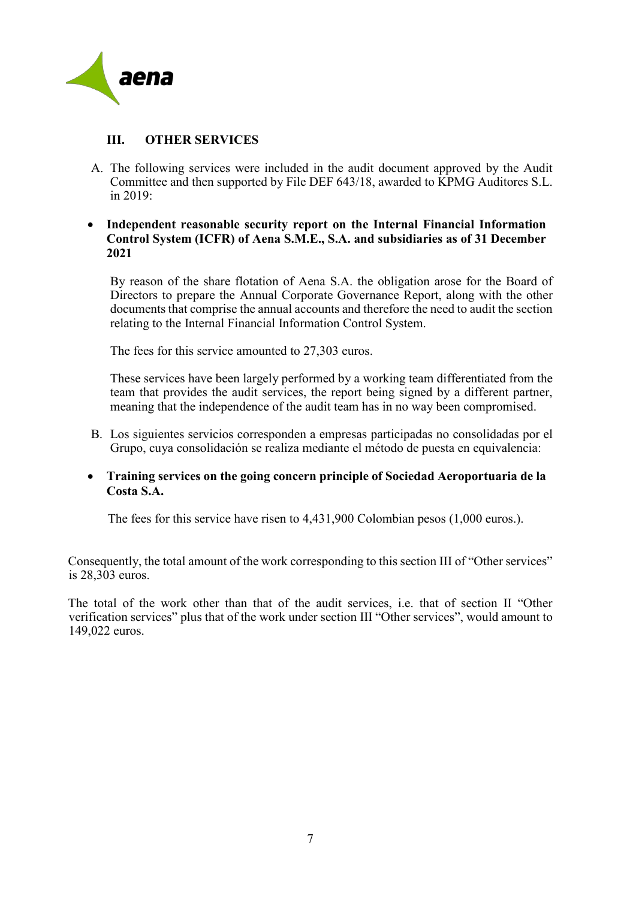## III. OTHER SERVICES

A. The following services were included in the audit document approved by the Audit Committee and then supported by File DEF 643/18, awarded to KPMG Auditores S.L. in 2019:

- **Independent reasonable security report on the Internal Financial Information Control System (ICFR) of Aena S.M.E., S.A. and subsidiaries as of 31 December 2021**

  By reason of the share flotation of Aena S.A. the obligation arose for the Board of Directors to prepare the Annual Corporate Governance Report, along with the other documents that comprise the annual accounts and therefore the need to audit the section relating to the Internal Financial Information Control System.

  The fees for this service amounted to 27,303 euros.

  These services have been largely performed by a working team differentiated from the team that provides the audit services, the report being signed by a different partner, meaning that the independence of the audit team has in no way been compromised.

B. Los siguientes servicios corresponden a empresas participadas no consolidadas por el Grupo, cuya consolidación se realiza mediante el método de puesta en equivalencia:

- **Training services on the going concern principle of Sociedad Aeroportuaria de la Costa S.A.**

  The fees for this service have risen to 4,431,900 Colombian pesos (1,000 euros.).

Consequently, the total amount of the work corresponding to this section III of "Other services" is 28,303 euros.

The total of the work other than that of the audit services, i.e. that of section II "Other verification services" plus that of the work under section III "Other services", would amount to 149,022 euros.